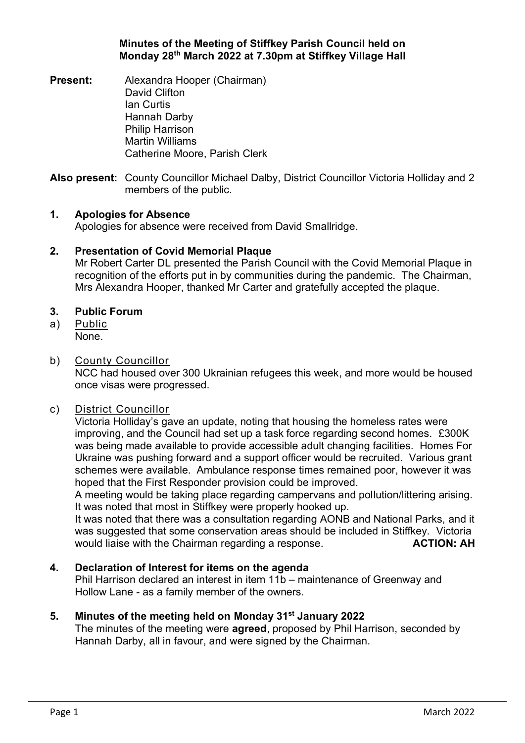**Minutes of the Meeting of Stiffkey Parish Council held on Monday 28th March 2022 at 7.30pm at Stiffkey Village Hall**

**Present:** Alexandra Hooper (Chairman)
David Clifton
Ian Curtis
Hannah Darby
Philip Harrison
Martin Williams
Catherine Moore, Parish Clerk

**Also present:** County Councillor Michael Dalby, District Councillor Victoria Holliday and 2 members of the public.

## 1. Apologies for Absence

Apologies for absence were received from David Smallridge.

## 2. Presentation of Covid Memorial Plaque

Mr Robert Carter DL presented the Parish Council with the Covid Memorial Plaque in recognition of the efforts put in by communities during the pandemic. The Chairman, Mrs Alexandra Hooper, thanked Mr Carter and gratefully accepted the plaque.

## 3. Public Forum

a) Public

None.

b) County Councillor

NCC had housed over 300 Ukrainian refugees this week, and more would be housed once visas were progressed.

c) District Councillor

Victoria Holliday's gave an update, noting that housing the homeless rates were improving, and the Council had set up a task force regarding second homes. £300K was being made available to provide accessible adult changing facilities. Homes For Ukraine was pushing forward and a support officer would be recruited. Various grant schemes were available. Ambulance response times remained poor, however it was hoped that the First Responder provision could be improved.

A meeting would be taking place regarding campervans and pollution/littering arising. It was noted that most in Stiffkey were properly hooked up.

It was noted that there was a consultation regarding AONB and National Parks, and it was suggested that some conservation areas should be included in Stiffkey. Victoria would liaise with the Chairman regarding a response. **ACTION: AH**

## 4. Declaration of Interest for items on the agenda

Phil Harrison declared an interest in item 11b – maintenance of Greenway and Hollow Lane - as a family member of the owners.

## 5. Minutes of the meeting held on Monday 31st January 2022

The minutes of the meeting were **agreed**, proposed by Phil Harrison, seconded by Hannah Darby, all in favour, and were signed by the Chairman.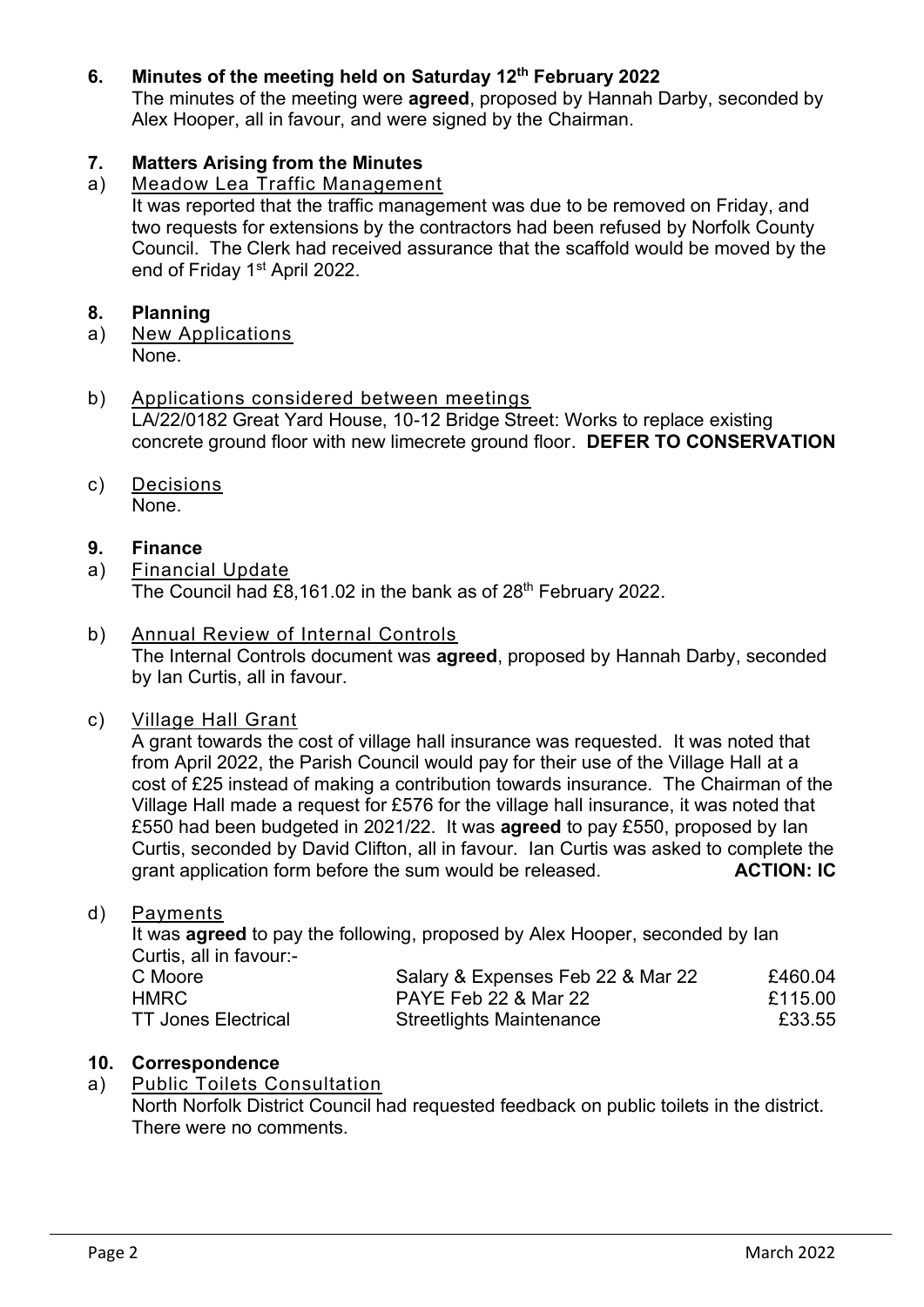## 6. Minutes of the meeting held on Saturday 12th February 2022

The minutes of the meeting were **agreed**, proposed by Hannah Darby, seconded by Alex Hooper, all in favour, and were signed by the Chairman.

## 7. Matters Arising from the Minutes

a) Meadow Lea Traffic Management

It was reported that the traffic management was due to be removed on Friday, and two requests for extensions by the contractors had been refused by Norfolk County Council. The Clerk had received assurance that the scaffold would be moved by the end of Friday 1st April 2022.

## 8. Planning

a) New Applications

None.

b) Applications considered between meetings

LA/22/0182 Great Yard House, 10-12 Bridge Street: Works to replace existing concrete ground floor with new limecrete ground floor. **DEFER TO CONSERVATION**

c) Decisions

None.

## 9. Finance

a) Financial Update

The Council had £8,161.02 in the bank as of 28th February 2022.

b) Annual Review of Internal Controls

The Internal Controls document was **agreed**, proposed by Hannah Darby, seconded by Ian Curtis, all in favour.

c) Village Hall Grant

A grant towards the cost of village hall insurance was requested. It was noted that from April 2022, the Parish Council would pay for their use of the Village Hall at a cost of £25 instead of making a contribution towards insurance. The Chairman of the Village Hall made a request for £576 for the village hall insurance, it was noted that £550 had been budgeted in 2021/22. It was **agreed** to pay £550, proposed by Ian Curtis, seconded by David Clifton, all in favour. Ian Curtis was asked to complete the grant application form before the sum would be released. **ACTION: IC**

d) Payments

It was **agreed** to pay the following, proposed by Alex Hooper, seconded by Ian Curtis, all in favour:-

| | | |
|---|---|---|
| C Moore | Salary & Expenses Feb 22 & Mar 22 | £460.04 |
| HMRC | PAYE Feb 22 & Mar 22 | £115.00 |
| TT Jones Electrical | Streetlights Maintenance | £33.55 |

## 10. Correspondence

a) Public Toilets Consultation

North Norfolk District Council had requested feedback on public toilets in the district. There were no comments.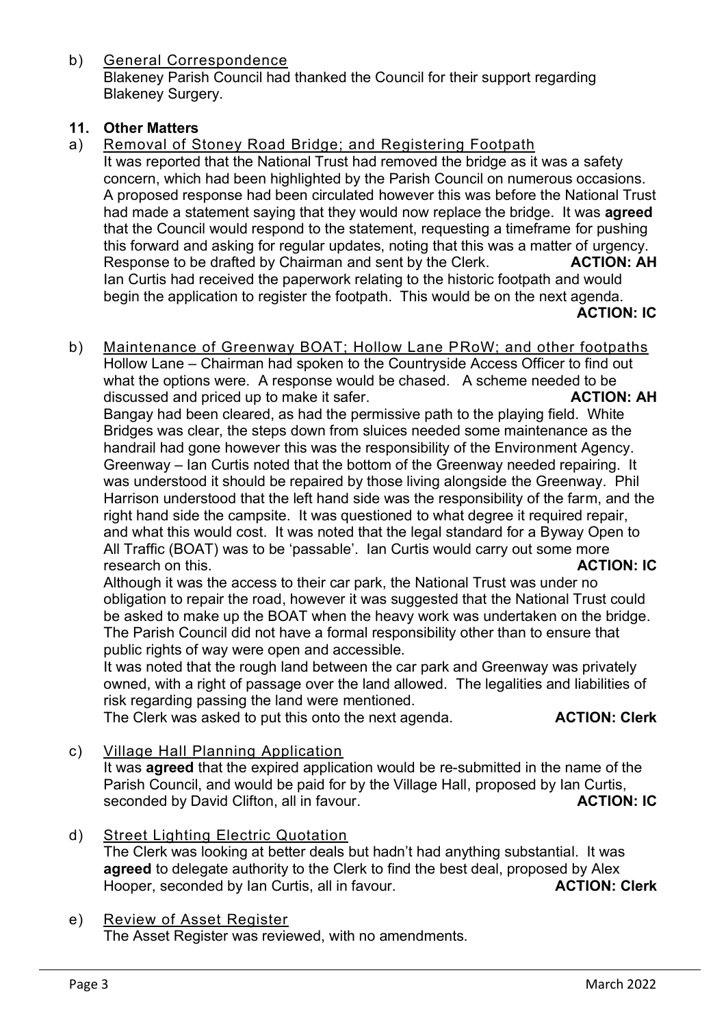b) General Correspondence

Blakeney Parish Council had thanked the Council for their support regarding Blakeney Surgery.

## 11. Other Matters

a) Removal of Stoney Road Bridge; and Registering Footpath

It was reported that the National Trust had removed the bridge as it was a safety concern, which had been highlighted by the Parish Council on numerous occasions. A proposed response had been circulated however this was before the National Trust had made a statement saying that they would now replace the bridge. It was **agreed** that the Council would respond to the statement, requesting a timeframe for pushing this forward and asking for regular updates, noting that this was a matter of urgency. Response to be drafted by Chairman and sent by the Clerk. **ACTION: AH**

Ian Curtis had received the paperwork relating to the historic footpath and would begin the application to register the footpath. This would be on the next agenda. **ACTION: IC**

b) Maintenance of Greenway BOAT; Hollow Lane PRoW; and other footpaths

Hollow Lane – Chairman had spoken to the Countryside Access Officer to find out what the options were. A response would be chased. A scheme needed to be discussed and priced up to make it safer. **ACTION: AH**

Bangay had been cleared, as had the permissive path to the playing field. White Bridges was clear, the steps down from sluices needed some maintenance as the handrail had gone however this was the responsibility of the Environment Agency.

Greenway – Ian Curtis noted that the bottom of the Greenway needed repairing. It was understood it should be repaired by those living alongside the Greenway. Phil Harrison understood that the left hand side was the responsibility of the farm, and the right hand side the campsite. It was questioned to what degree it required repair, and what this would cost. It was noted that the legal standard for a Byway Open to All Traffic (BOAT) was to be 'passable'. Ian Curtis would carry out some more research on this. **ACTION: IC**

Although it was the access to their car park, the National Trust was under no obligation to repair the road, however it was suggested that the National Trust could be asked to make up the BOAT when the heavy work was undertaken on the bridge. The Parish Council did not have a formal responsibility other than to ensure that public rights of way were open and accessible.

It was noted that the rough land between the car park and Greenway was privately owned, with a right of passage over the land allowed. The legalities and liabilities of risk regarding passing the land were mentioned.

The Clerk was asked to put this onto the next agenda. **ACTION: Clerk**

c) Village Hall Planning Application

It was **agreed** that the expired application would be re-submitted in the name of the Parish Council, and would be paid for by the Village Hall, proposed by Ian Curtis, seconded by David Clifton, all in favour. **ACTION: IC**

d) Street Lighting Electric Quotation

The Clerk was looking at better deals but hadn't had anything substantial. It was **agreed** to delegate authority to the Clerk to find the best deal, proposed by Alex Hooper, seconded by Ian Curtis, all in favour. **ACTION: Clerk**

e) Review of Asset Register

The Asset Register was reviewed, with no amendments.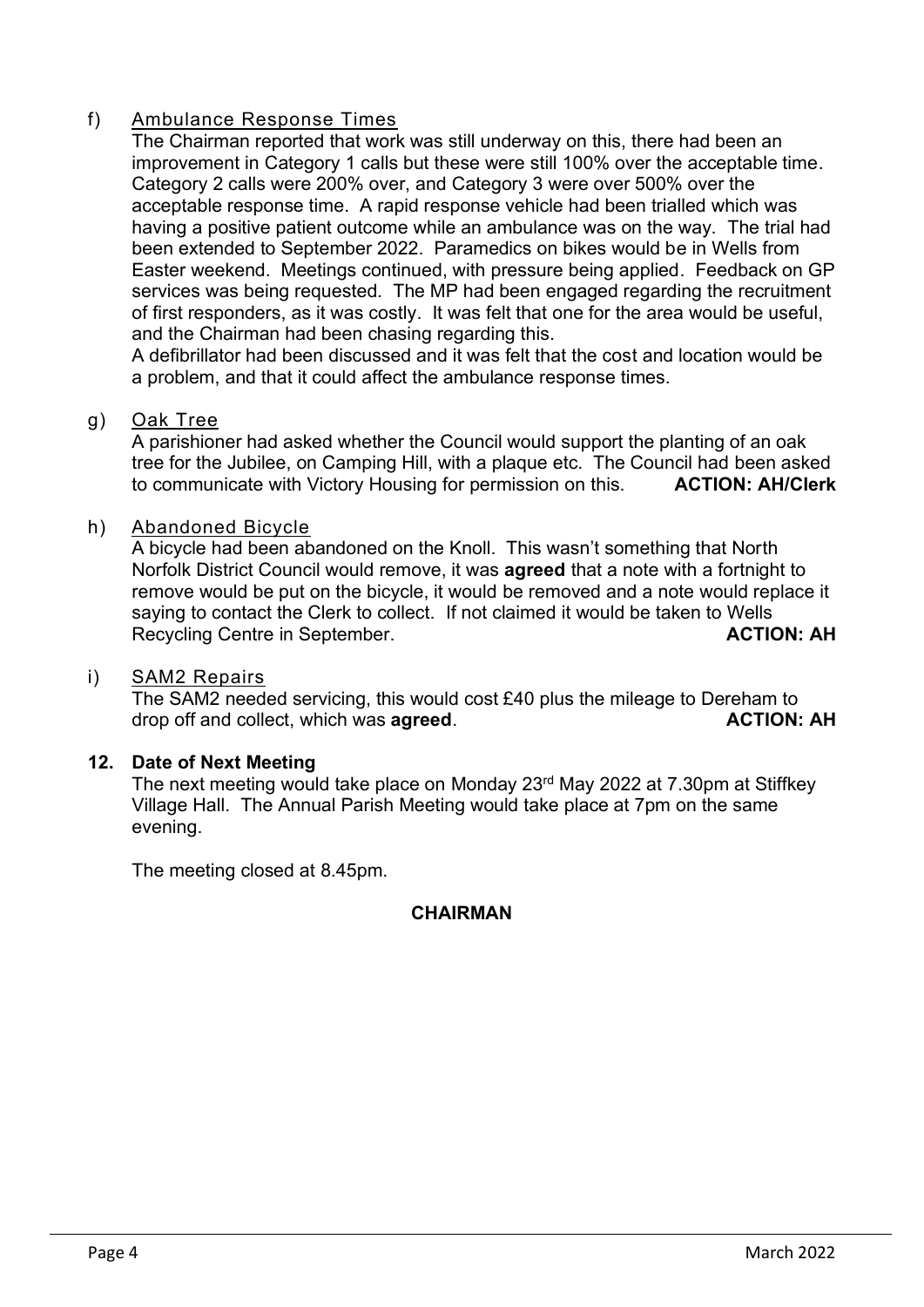f) <u>Ambulance Response Times</u>

The Chairman reported that work was still underway on this, there had been an improvement in Category 1 calls but these were still 100% over the acceptable time. Category 2 calls were 200% over, and Category 3 were over 500% over the acceptable response time. A rapid response vehicle had been trialled which was having a positive patient outcome while an ambulance was on the way. The trial had been extended to September 2022. Paramedics on bikes would be in Wells from Easter weekend. Meetings continued, with pressure being applied. Feedback on GP services was being requested. The MP had been engaged regarding the recruitment of first responders, as it was costly. It was felt that one for the area would be useful, and the Chairman had been chasing regarding this.

A defibrillator had been discussed and it was felt that the cost and location would be a problem, and that it could affect the ambulance response times.

g) <u>Oak Tree</u>

A parishioner had asked whether the Council would support the planting of an oak tree for the Jubilee, on Camping Hill, with a plaque etc. The Council had been asked to communicate with Victory Housing for permission on this. **ACTION: AH/Clerk**

h) <u>Abandoned Bicycle</u>

A bicycle had been abandoned on the Knoll. This wasn't something that North Norfolk District Council would remove, it was **agreed** that a note with a fortnight to remove would be put on the bicycle, it would be removed and a note would replace it saying to contact the Clerk to collect. If not claimed it would be taken to Wells Recycling Centre in September. **ACTION: AH**

i) <u>SAM2 Repairs</u>

The SAM2 needed servicing, this would cost £40 plus the mileage to Dereham to drop off and collect, which was **agreed**. **ACTION: AH**

**12. Date of Next Meeting**

The next meeting would take place on Monday 23rd May 2022 at 7.30pm at Stiffkey Village Hall. The Annual Parish Meeting would take place at 7pm on the same evening.

The meeting closed at 8.45pm.

**CHAIRMAN**